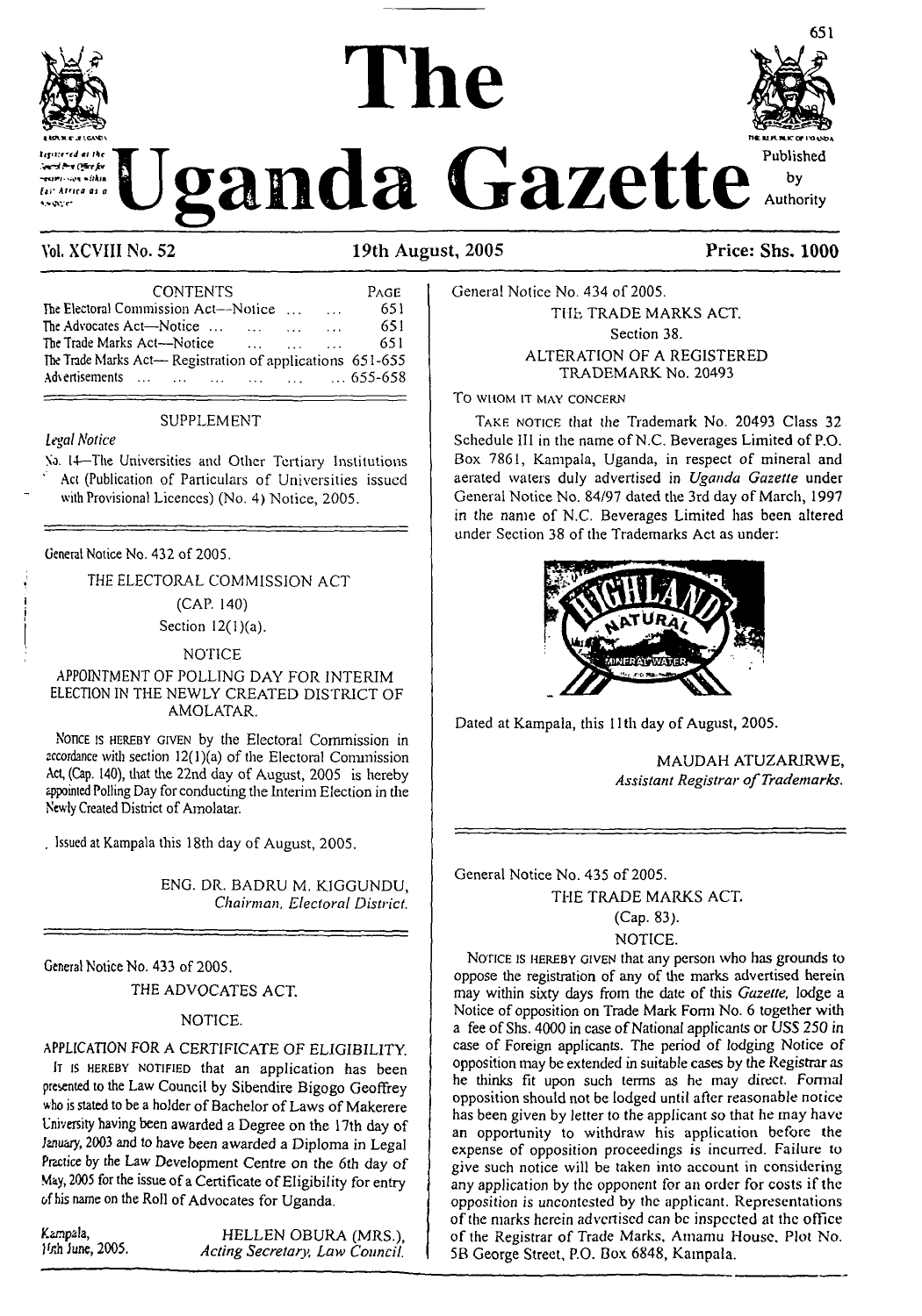# The Uganda Gazette

Published by Authority

Vol. XCVIII No. 52 | 19th August, 2005 | Price: Shs. 1000

| CONTENTS | PAGE |
|---|---|
| The Electoral Commission Act—Notice ... ... | 651 |
| The Advocates Act—Notice ... ... ... ... | 651 |
| The Trade Marks Act—Notice ... ... ... | 651 |
| The Trade Marks Act— Registration of applications | 651-655 |
| Advertisements ... ... ... ... ... ... | ... 655-658 |

SUPPLEMENT

*Legal Notice*

No. 14—The Universities and Other Tertiary Institutions Act (Publication of Particulars of Universities issued with Provisional Licences) (No. 4) Notice, 2005.

General Notice No. 432 of 2005.

THE ELECTORAL COMMISSION ACT

(CAP. 140)

Section 12(1)(a).

NOTICE

APPOINTMENT OF POLLING DAY FOR INTERIM ELECTION IN THE NEWLY CREATED DISTRICT OF AMOLATAR.

NOTICE IS HEREBY GIVEN by the Electoral Commission in accordance with section 12(1)(a) of the Electoral Commission Act, (Cap. 140), that the 22nd day of August, 2005 is hereby appointed Polling Day for conducting the Interim Election in the Newly Created District of Amolatar.

Issued at Kampala this 18th day of August, 2005.

ENG. DR. BADRU M. KIGGUNDU,
*Chairman, Electoral District.*

General Notice No. 433 of 2005.

THE ADVOCATES ACT.

NOTICE.

APPLICATION FOR A CERTIFICATE OF ELIGIBILITY.

IT IS HEREBY NOTIFIED that an application has been presented to the Law Council by Sibendire Bigogo Geoffrey who is stated to be a holder of Bachelor of Laws of Makerere University having been awarded a Degree on the 17th day of January, 2003 and to have been awarded a Diploma in Legal Practice by the Law Development Centre on the 6th day of May, 2005 for the issue of a Certificate of Eligibility for entry of his name on the Roll of Advocates for Uganda.

Kampala,
17th June, 2005.

HELLEN OBURA (MRS.),
*Acting Secretary, Law Council.*

General Notice No. 434 of 2005.

THE TRADE MARKS ACT.

Section 38.

ALTERATION OF A REGISTERED TRADEMARK No. 20493

TO WHOM IT MAY CONCERN

TAKE NOTICE that the Trademark No. 20493 Class 32 Schedule III in the name of N.C. Beverages Limited of P.O. Box 7861, Kampala, Uganda, in respect of mineral and aerated waters duly advertised in *Uganda Gazette* under General Notice No. 84/97 dated the 3rd day of March, 1997 in the name of N.C. Beverages Limited has been altered under Section 38 of the Trademarks Act as under:

Dated at Kampala, this 11th day of August, 2005.

MAUDAH ATUZARIRWE,
*Assistant Registrar of Trademarks.*

General Notice No. 435 of 2005.

THE TRADE MARKS ACT.

(Cap. 83).

NOTICE.

NOTICE IS HEREBY GIVEN that any person who has grounds to oppose the registration of any of the marks advertised herein may within sixty days from the date of this *Gazette,* lodge a Notice of opposition on Trade Mark Form No. 6 together with a fee of Shs. 4000 in case of National applicants or US$ 250 in case of Foreign applicants. The period of lodging Notice of opposition may be extended in suitable cases by the Registrar as he thinks fit upon such terms as he may direct. Formal opposition should not be lodged until after reasonable notice has been given by letter to the applicant so that he may have an opportunity to withdraw his application before the expense of opposition proceedings is incurred. Failure to give such notice will be taken into account in considering any application by the opponent for an order for costs if the opposition is uncontested by the applicant. Representations of the marks herein advertised can be inspected at the office of the Registrar of Trade Marks, Amamu House, Plot No. 5B George Street, P.O. Box 6848, Kampala.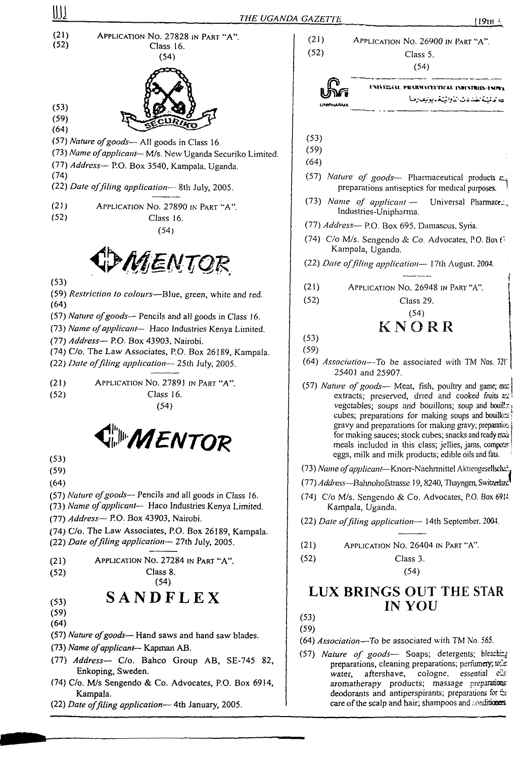(21) APPLICATION NO. 27828 IN PART "A".

(52) Class 16.

(54)

(53)

(59)

(64)

(57) *Nature of goods*— All goods in Class 16.

(73) *Name of applicant*— M/s. New Uganda Securiko Limited.

(77) *Address*— P.O. Box 3540, Kampala, Uganda.

(74)

(22) *Date of filing application*— 8th July, 2005.

---

(21) APPLICATION NO. 27890 IN PART "A".

(52) Class 16.

(54)

MENTOR

(53)

(59) *Restriction to colours*—Blue, green, white and red.

(64)

(57) *Nature of goods*— Pencils and all goods in Class 16.

(73) *Name of applicant*— Haco Industries Kenya Limited.

(77) *Address*— P.O. Box 43903, Nairobi.

(74) C/o. The Law Associates, P.O. Box 26189, Kampala.

(22) *Date of filing application*— 25th July, 2005.

---

(21) APPLICATION NO. 27891 IN PART "A".

(52) Class 16.

(54)

MENTOR

(53)

(59)

(64)

(57) *Nature of goods*— Pencils and all goods in Class 16.

(73) *Name of applicant*— Haco Industries Kenya Limited.

(77) *Address*— P.O. Box 43903, Nairobi.

(74) C/o. The Law Associates, P.O. Box 26189, Kampala.

(22) *Date of filing application*— 27th July, 2005.

---

(21) APPLICATION NO. 27284 IN PART "A".

(52) Class 8.

(54)

SANDFLEX

(53)

(59)

(64)

(57) *Nature of goods*— Hand saws and hand saw blades.

(73) *Name of applicant*— Kapman AB.

(77) *Address*— C/o. Bahco Group AB, SE-745 82, Enkoping, Sweden.

(74) C/o. M/s Sengendo & Co. Advocates, P.O. Box 6914, Kampala.

(22) *Date of filing application*— 4th January, 2005.

---

(21) APPLICATION NO. 26900 IN PART "A".

(52) Class 5.

(54)

UNIPHARMA — UNIVERSAL PHARMACEUTICAL INDUSTRIES-UNIPHARMA

(53)

(59)

(64)

(57) *Nature of goods*— Pharmaceutical products and preparations antiseptics for medical purposes.

(73) *Name of applicant* — Universal Pharmaceutical Industries-Unipharma.

(77) *Address*— P.O. Box 695, Damascus, Syria.

(74) C/o M/s. Sengendo & Co. Advocates, P.O. Box 6914, Kampala, Uganda.

(22) *Date of filing application*— 17th August, 2004.

---

(21) APPLICATION NO. 26948 IN PART "A".

(52) Class 29.

(54)

KNORR

(53)

(59)

(64) *Association*—To be associated with TM Nos. 721, 25401 and 25907.

(57) *Nature of goods*— Meat, fish, poultry and game; meat extracts; preserved, dried and cooked fruits and vegetables; soups and bouillons; soup and bouillon cubes; preparations for making soups and bouillons; gravy and preparations for making gravy; preparations for making sauces; stock cubes; snacks and ready made meals included in this class; jellies, jams, compotes; eggs, milk and milk products; edible oils and fats.

(73) *Name of applicant*—Knorr-Naehrmittel Aktiengesellschaft.

(77) *Address*—Bahnohofstrasse 19, 8240, Thayngen, Switzerland.

(74) C/o M/s. Sengendo & Co. Advocates, P.O. Box 6914, Kampala, Uganda.

(22) *Date of filing application*— 14th September, 2004.

---

(21) APPLICATION NO. 26404 IN PART "A".

(52) Class 3.

(54)

LUX BRINGS OUT THE STAR IN YOU

(53)

(59)

(64) *Association*—To be associated with TM No. 565.

(57) *Nature of goods*— Soaps; detergents; bleaching preparations, cleaning preparations; perfumery; toilet water, aftershave, cologne, essential oils; aromatherapy products; massage preparations; deodorants and antiperspirants; preparations for the care of the scalp and hair; shampoos and conditioners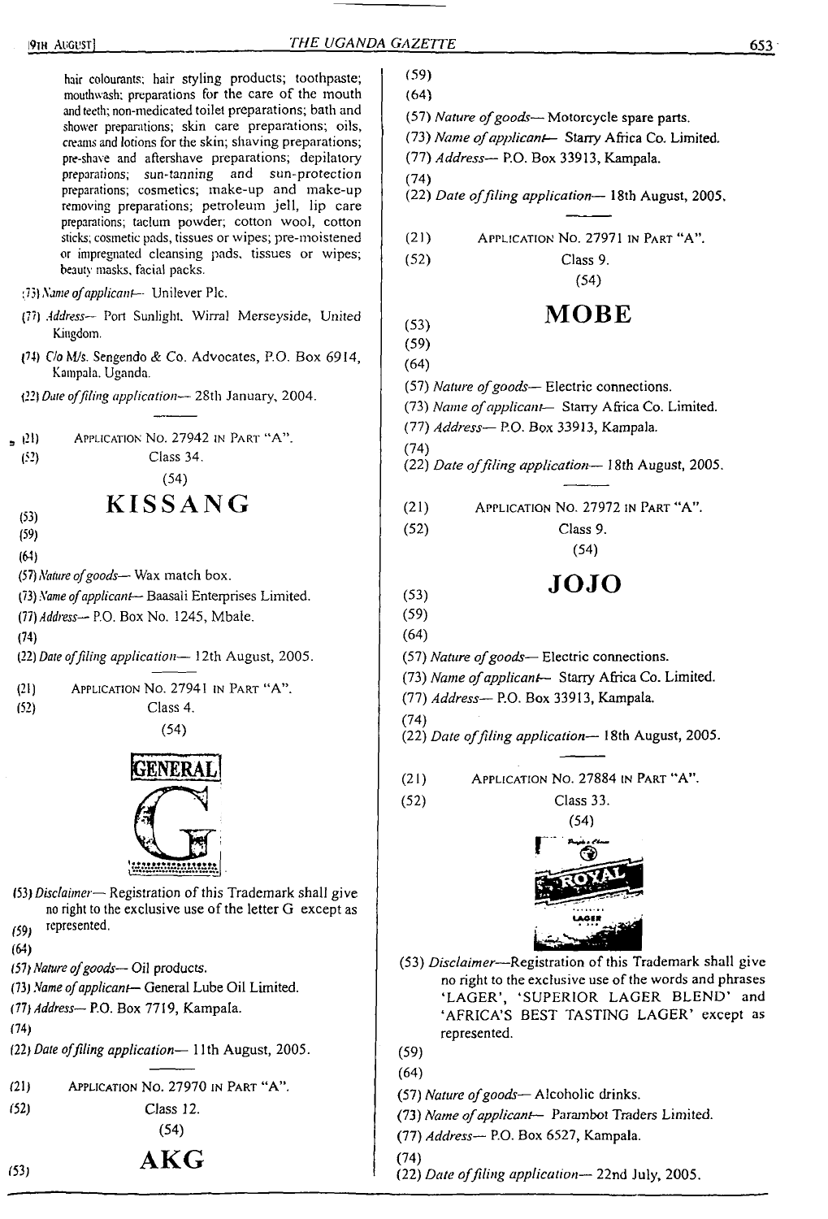hair colourants; hair styling products; toothpaste; mouthwash; preparations for the care of the mouth and teeth; non-medicated toilet preparations; bath and shower preparations; skin care preparations; oils, creams and lotions for the skin; shaving preparations; pre-shave and aftershave preparations; depilatory preparations; sun-tanning and sun-protection preparations; cosmetics; make-up and make-up removing preparations; petroleum jell, lip care preparations; taclum powder; cotton wool, cotton sticks; cosmetic pads, tissues or wipes; pre-moistened or impregnated cleansing pads, tissues or wipes; beauty masks, facial packs.

(73) *Name of applicant*— Unilever Plc.

(77) *Address*— Port Sunlight, Wirral Merseyside, United Kingdom.

(74) C/o M/s. Sengendo & Co. Advocates, P.O. Box 6914, Kampala, Uganda.

(22) *Date of filing application*— 28th January, 2004.

---

(21) APPLICATION NO. 27942 IN PART "A".

(52) Class 34.

(54)

**KISSANG**

(53)

(59)

(64)

(57) *Nature of goods*— Wax match box.

(73) *Name of applicant*— Baasali Enterprises Limited.

(77) *Address*— P.O. Box No. 1245, Mbale.

(74)

(22) *Date of filing application*— 12th August, 2005.

---

(21) APPLICATION NO. 27941 IN PART "A".

(52) Class 4.

(54)

GENERAL G

(53) *Disclaimer*— Registration of this Trademark shall give no right to the exclusive use of the letter G except as represented.

(59)

(64)

(57) *Nature of goods*— Oil products.

(73) *Name of applicant*— General Lube Oil Limited.

(77) *Address*— P.O. Box 7719, Kampala.

(74)

(22) *Date of filing application*— 11th August, 2005.

---

(21) APPLICATION NO. 27970 IN PART "A".

(52) Class 12.

(54)

**AKG**

(53)

(59)

(64)

(57) *Nature of goods*— Motorcycle spare parts.

(73) *Name of applicant*— Starry Africa Co. Limited.

(77) *Address*— P.O. Box 33913, Kampala.

(74)

(22) *Date of filing application*— 18th August, 2005.

---

(21) APPLICATION NO. 27971 IN PART "A".

(52) Class 9.

(54)

**MOBE**

(53)

(59)

(64)

(57) *Nature of goods*— Electric connections.

(73) *Name of applicant*— Starry Africa Co. Limited.

(77) *Address*— P.O. Box 33913, Kampala.

(74)

(22) *Date of filing application*— 18th August, 2005.

---

(21) APPLICATION NO. 27972 IN PART "A".

(52) Class 9.

(54)

**JOJO**

(53)

(59)

(64)

(57) *Nature of goods*— Electric connections.

(73) *Name of applicant*— Starry Africa Co. Limited.

(77) *Address*— P.O. Box 33913, Kampala.

(74)

(22) *Date of filing application*— 18th August, 2005.

---

(21) APPLICATION NO. 27884 IN PART "A".

(52) Class 33.

(54)

ROYAL LAGER

(53) *Disclaimer*—Registration of this Trademark shall give no right to the exclusive use of the words and phrases 'LAGER', 'SUPERIOR LAGER BLEND' and 'AFRICA'S BEST TASTING LAGER' except as represented.

(59)

(64)

(57) *Nature of goods*— Alcoholic drinks.

(73) *Name of applicant*— Parambot Traders Limited.

(77) *Address*— P.O. Box 6527, Kampala.

(74)

(22) *Date of filing application*— 22nd July, 2005.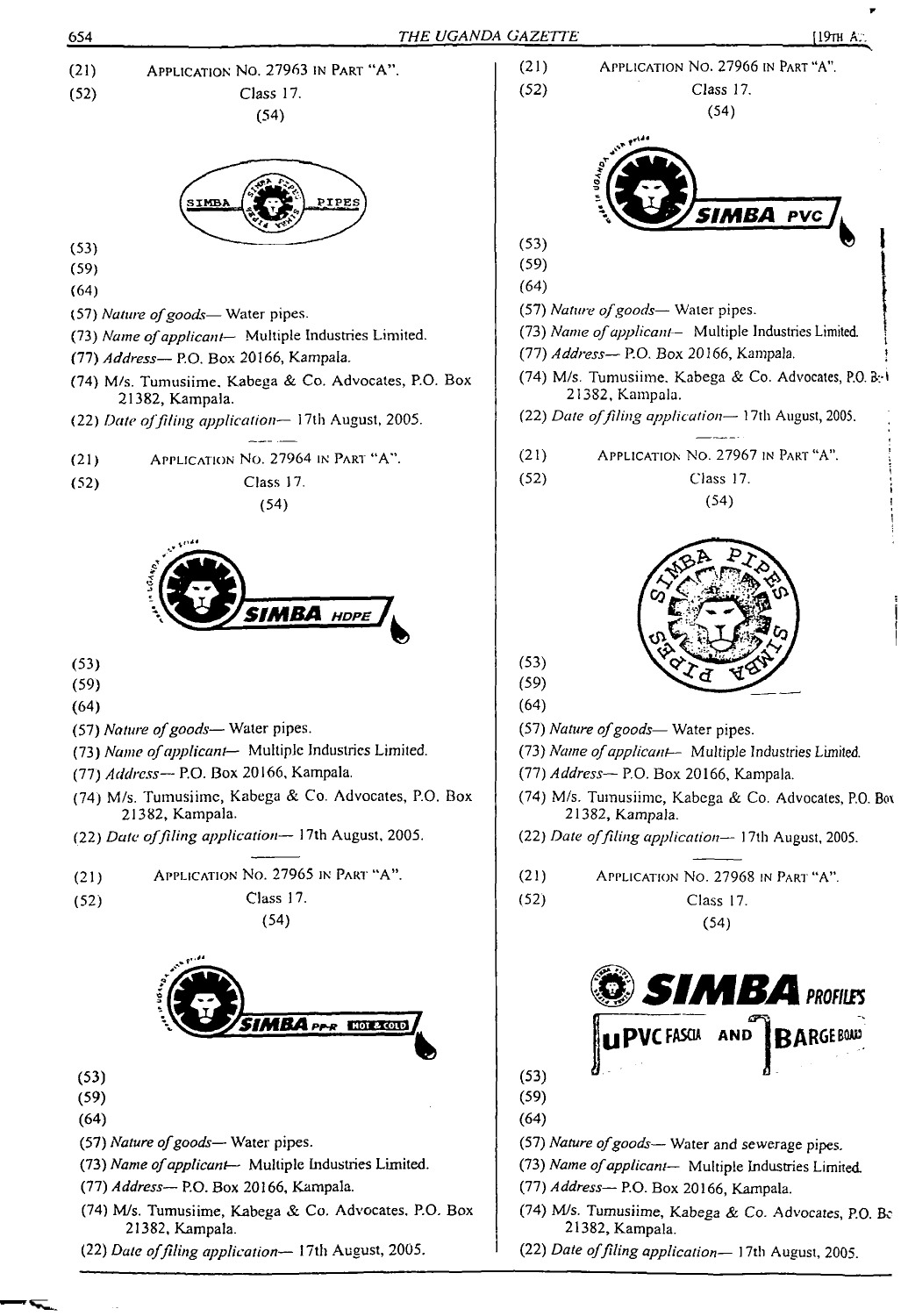(21) APPLICATION NO. 27963 IN PART "A".

(52) Class 17.

(54)

(53)

(59)

(64)

(57) *Nature of goods*— Water pipes.

(73) *Name of applicant*— Multiple Industries Limited.

(77) *Address*— P.O. Box 20166, Kampala.

(74) M/s. Tumusiime, Kabega & Co. Advocates, P.O. Box 21382, Kampala.

(22) *Date of filing application*— 17th August, 2005.

---

(21) APPLICATION NO. 27964 IN PART "A".

(52) Class 17.

(54)

(53)

(59)

(64)

(57) *Nature of goods*— Water pipes.

(73) *Name of applicant*— Multiple Industries Limited.

(77) *Address*— P.O. Box 20166, Kampala.

(74) M/s. Tumusiime, Kabega & Co. Advocates, P.O. Box 21382, Kampala.

(22) *Date of filing application*— 17th August, 2005.

---

(21) APPLICATION NO. 27965 IN PART "A".

(52) Class 17.

(54)

(53)

(59)

(64)

(57) *Nature of goods*— Water pipes.

(73) *Name of applicant*— Multiple Industries Limited.

(77) *Address*— P.O. Box 20166, Kampala.

(74) M/s. Tumusiime, Kabega & Co. Advocates, P.O. Box 21382, Kampala.

(22) *Date of filing application*— 17th August, 2005.

---

(21) APPLICATION NO. 27966 IN PART "A".

(52) Class 17.

(54)

(53)

(59)

(64)

(57) *Nature of goods*— Water pipes.

(73) *Name of applicant*— Multiple Industries Limited.

(77) *Address*— P.O. Box 20166, Kampala.

(74) M/s. Tumusiime, Kabega & Co. Advocates, P.O. Box 21382, Kampala.

(22) *Date of filing application*— 17th August, 2005.

---

(21) APPLICATION NO. 27967 IN PART "A".

(52) Class 17.

(54)

(53)

(59)

(64)

(57) *Nature of goods*— Water pipes.

(73) *Name of applicant*— Multiple Industries Limited.

(77) *Address*— P.O. Box 20166, Kampala.

(74) M/s. Tumusiime, Kabega & Co. Advocates, P.O. Box 21382, Kampala.

(22) *Date of filing application*— 17th August, 2005.

---

(21) APPLICATION NO. 27968 IN PART "A".

(52) Class 17.

(54)

(53)

(59)

(64)

(57) *Nature of goods*— Water and sewerage pipes.

(73) *Name of applicant*— Multiple Industries Limited.

(77) *Address*— P.O. Box 20166, Kampala.

(74) M/s. Tumusiime, Kabega & Co. Advocates, P.O. Box 21382, Kampala.

(22) *Date of filing application*— 17th August, 2005.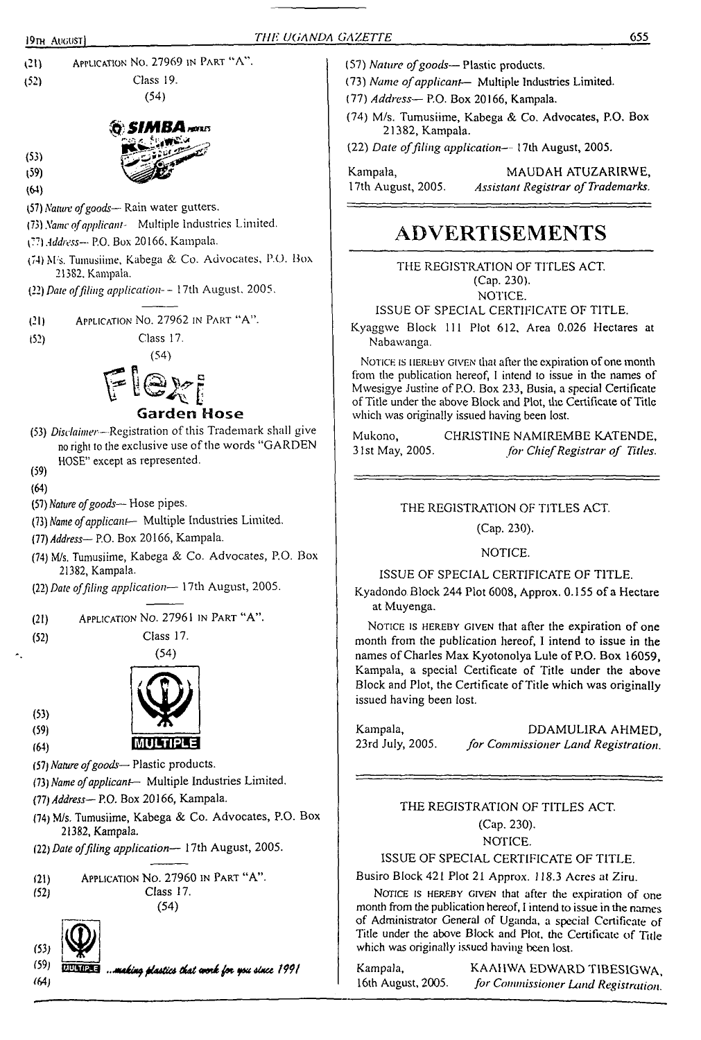(21) Application No. 27969 in Part "A".

(52) Class 19.

(54)

SIMBA

(53)

(59)

(64)

(57) *Nature of goods*— Rain water gutters.

(73) *Name of applicant*— Multiple Industries Limited.

(77) *Address*— P.O. Box 20166, Kampala.

(74) M/s. Tumusiime, Kabega & Co. Advocates, P.O. Box 21382, Kampala.

(22) *Date of filing application*— 17th August, 2005.

---

(21) Application No. 27962 in Part "A".

(52) Class 17.

(54)

Flexi

Garden Hose

(53) *Disclaimer*—Registration of this Trademark shall give no right to the exclusive use of the words "GARDEN HOSE" except as represented.

(59)

(64)

(57) *Nature of goods*— Hose pipes.

(73) *Name of applicant*— Multiple Industries Limited.

(77) *Address*— P.O. Box 20166, Kampala.

(74) M/s. Tumusiime, Kabega & Co. Advocates, P.O. Box 21382, Kampala.

(22) *Date of filing application*— 17th August, 2005.

---

(21) Application No. 27961 in Part "A".

(52) Class 17.

(54)

(53)

(59)

(64) MULTIPLE

(57) *Nature of goods*— Plastic products.

(73) *Name of applicant*— Multiple Industries Limited.

(77) *Address*— P.O. Box 20166, Kampala.

(74) M/s. Tumusiime, Kabega & Co. Advocates, P.O. Box 21382, Kampala.

(22) *Date of filing application*— 17th August, 2005.

---

(21) Application No. 27960 in Part "A".

(52) Class 17.

(54)

(53)

(59) MULTIPLE ...*making plastics that work for you since 1991*

(64)

(57) *Nature of goods*— Plastic products.

(73) *Name of applicant*— Multiple Industries Limited.

(77) *Address*— P.O. Box 20166, Kampala.

(74) M/s. Tumusiime, Kabega & Co. Advocates, P.O. Box 21382, Kampala.

(22) *Date of filing application*— 17th August, 2005.

Kampala, 17th August, 2005.

MAUDAH ATUZARIRWE,
*Assistant Registrar of Trademarks.*

# ADVERTISEMENTS

THE REGISTRATION OF TITLES ACT.
(Cap. 230).
NOTICE.
ISSUE OF SPECIAL CERTIFICATE OF TITLE.

Kyaggwe Block 111 Plot 612, Area 0.026 Hectares at Nabawanga.

Notice is hereby given that after the expiration of one month from the publication hereof, I intend to issue in the names of Mwesigye Justine of P.O. Box 233, Busia, a special Certificate of Title under the above Block and Plot, the Certificate of Title which was originally issued having been lost.

Mukono, 31st May, 2005.

CHRISTINE NAMIREMBE KATENDE,
*for Chief Registrar of Titles.*

---

THE REGISTRATION OF TITLES ACT.
(Cap. 230).
NOTICE.
ISSUE OF SPECIAL CERTIFICATE OF TITLE.

Kyadondo Block 244 Plot 6008, Approx. 0.155 of a Hectare at Muyenga.

Notice is hereby given that after the expiration of one month from the publication hereof, I intend to issue in the names of Charles Max Kyotonolya Lule of P.O. Box 16059, Kampala, a special Certificate of Title under the above Block and Plot, the Certificate of Title which was originally issued having been lost.

Kampala, 23rd July, 2005.

DDAMULIRA AHMED,
*for Commissioner Land Registration.*

---

THE REGISTRATION OF TITLES ACT.
(Cap. 230).
NOTICE.
ISSUE OF SPECIAL CERTIFICATE OF TITLE.

Busiro Block 421 Plot 21 Approx. 118.3 Acres at Ziru.

Notice is hereby given that after the expiration of one month from the publication hereof, I intend to issue in the names of Administrator General of Uganda, a special Certificate of Title under the above Block and Plot, the Certificate of Title which was originally issued having been lost.

Kampala, 16th August, 2005.

KAAHWA EDWARD TIBESIGWA,
*for Commissioner Land Registration.*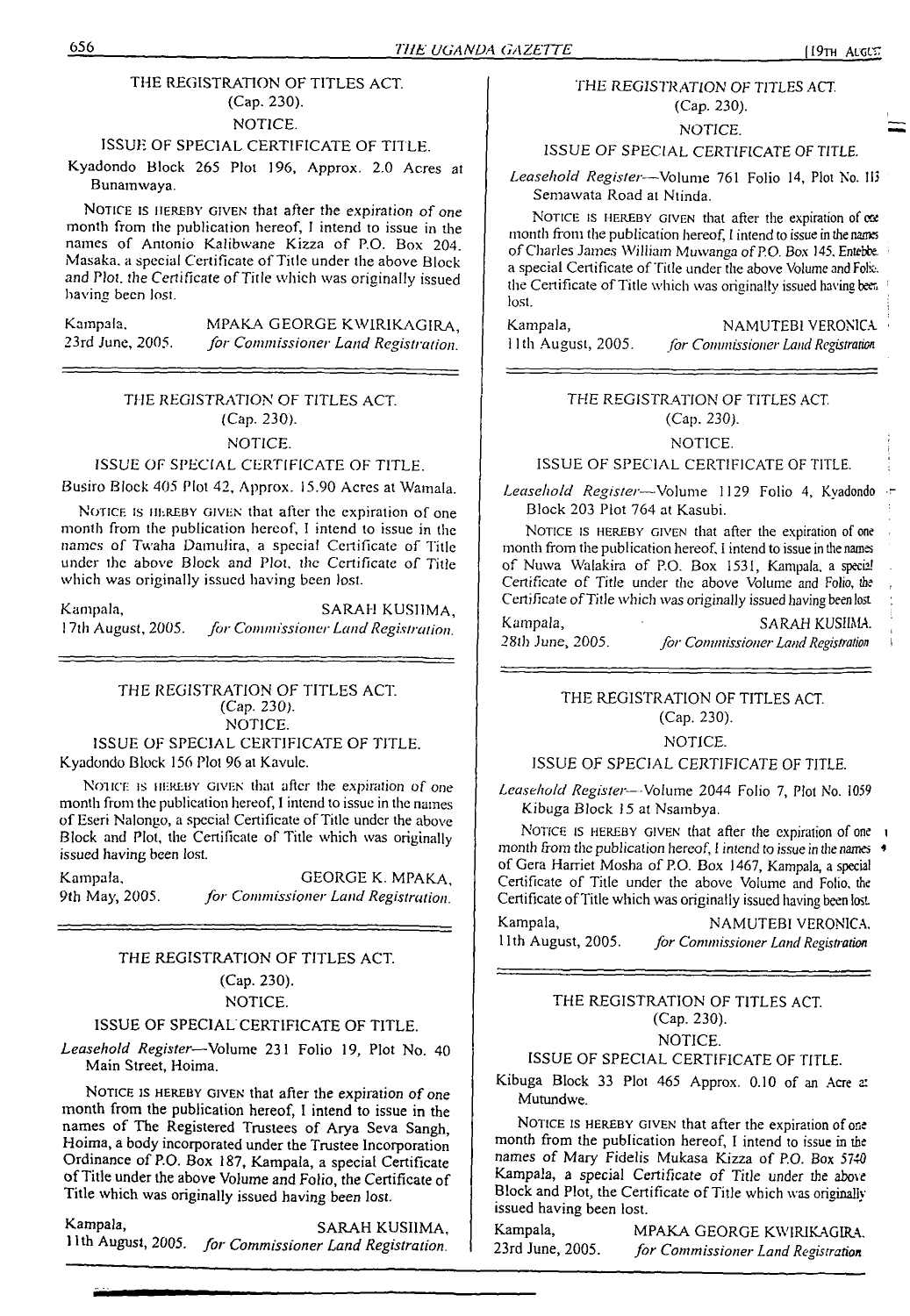THE REGISTRATION OF TITLES ACT.
(Cap. 230).
NOTICE.

ISSUE OF SPECIAL CERTIFICATE OF TITLE.

Kyadondo Block 265 Plot 196, Approx. 2.0 Acres at Bunamwaya.

NOTICE IS HEREBY GIVEN that after the expiration of one month from the publication hereof, I intend to issue in the names of Antonio Kalibwane Kizza of P.O. Box 204. Masaka, a special Certificate of Title under the above Block and Plot, the Certificate of Title which was originally issued having been lost.

Kampala, 23rd June, 2005.

MPAKA GEORGE KWIRIKAGIRA, *for Commissioner Land Registration.*

---

THE REGISTRATION OF TITLES ACT.
(Cap. 230).
NOTICE.

ISSUE OF SPECIAL CERTIFICATE OF TITLE.

Busiro Block 405 Plot 42, Approx. 15.90 Acres at Wamala.

NOTICE IS HEREBY GIVEN that after the expiration of one month from the publication hereof, I intend to issue in the names of Twaha Damulira, a special Certificate of Title under the above Block and Plot, the Certificate of Title which was originally issued having been lost.

Kampala, 17th August, 2005.

SARAH KUSIIMA, *for Commissioner Land Registration.*

---

THE REGISTRATION OF TITLES ACT.
(Cap. 230).
NOTICE.

ISSUE OF SPECIAL CERTIFICATE OF TITLE.

Kyadondo Block 156 Plot 96 at Kavule.

NOTICE IS HEREBY GIVEN that after the expiration of one month from the publication hereof, I intend to issue in the names of Eseri Nalongo, a special Certificate of Title under the above Block and Plot, the Certificate of Title which was originally issued having been lost.

Kampala, 9th May, 2005.

GEORGE K. MPAKA, *for Commissioner Land Registration.*

---

THE REGISTRATION OF TITLES ACT.
(Cap. 230).
NOTICE.

ISSUE OF SPECIAL CERTIFICATE OF TITLE.

*Leasehold Register*—Volume 231 Folio 19, Plot No. 40 Main Street, Hoima.

NOTICE IS HEREBY GIVEN that after the expiration of one month from the publication hereof, I intend to issue in the names of The Registered Trustees of Arya Seva Sangh, Hoima, a body incorporated under the Trustee Incorporation Ordinance of P.O. Box 187, Kampala, a special Certificate of Title under the above Volume and Folio, the Certificate of Title which was originally issued having been lost.

Kampala, 11th August, 2005.

SARAH KUSIIMA, *for Commissioner Land Registration.*

---

THE REGISTRATION OF TITLES ACT.
(Cap. 230).
NOTICE.

ISSUE OF SPECIAL CERTIFICATE OF TITLE.

*Leasehold Register*—Volume 761 Folio 14, Plot No. 113 Semawata Road at Ntinda.

NOTICE IS HEREBY GIVEN that after the expiration of one month from the publication hereof, I intend to issue in the names of Charles James William Muwanga of P.O. Box 145, Entebbe, a special Certificate of Title under the above Volume and Folio, the Certificate of Title which was originally issued having been lost.

Kampala, 11th August, 2005.

NAMUTEBI VERONICA *for Commissioner Land Registration*

---

THE REGISTRATION OF TITLES ACT.
(Cap. 230).
NOTICE.

ISSUE OF SPECIAL CERTIFICATE OF TITLE.

*Leasehold Register*—Volume 1129 Folio 4, Kyadondo Block 203 Plot 764 at Kasubi.

NOTICE IS HEREBY GIVEN that after the expiration of one month from the publication hereof, I intend to issue in the names of Nuwa Walakira of P.O. Box 1531, Kampala, a special Certificate of Title under the above Volume and Folio, the Certificate of Title which was originally issued having been lost.

Kampala, 28th June, 2005.

SARAH KUSIIMA. *for Commissioner Land Registration*

---

THE REGISTRATION OF TITLES ACT.
(Cap. 230).
NOTICE.

ISSUE OF SPECIAL CERTIFICATE OF TITLE.

*Leasehold Register*—Volume 2044 Folio 7, Plot No. 1059 Kibuga Block 15 at Nsambya.

NOTICE IS HEREBY GIVEN that after the expiration of one month from the publication hereof, I intend to issue in the names of Gera Harriet Mosha of P.O. Box 1467, Kampala, a special Certificate of Title under the above Volume and Folio, the Certificate of Title which was originally issued having been lost.

Kampala, 11th August, 2005.

NAMUTEBI VERONICA, *for Commissioner Land Registration*

---

THE REGISTRATION OF TITLES ACT.
(Cap. 230).
NOTICE.

ISSUE OF SPECIAL CERTIFICATE OF TITLE.

Kibuga Block 33 Plot 465 Approx. 0.10 of an Acre at Mutundwe.

NOTICE IS HEREBY GIVEN that after the expiration of one month from the publication hereof, I intend to issue in the names of Mary Fidelis Mukasa Kizza of P.O. Box 5740 Kampala, a special Certificate of Title under the above Block and Plot, the Certificate of Title which was originally issued having been lost.

Kampala, 23rd June, 2005.

MPAKA GEORGE KWIRIKAGIRA. *for Commissioner Land Registration*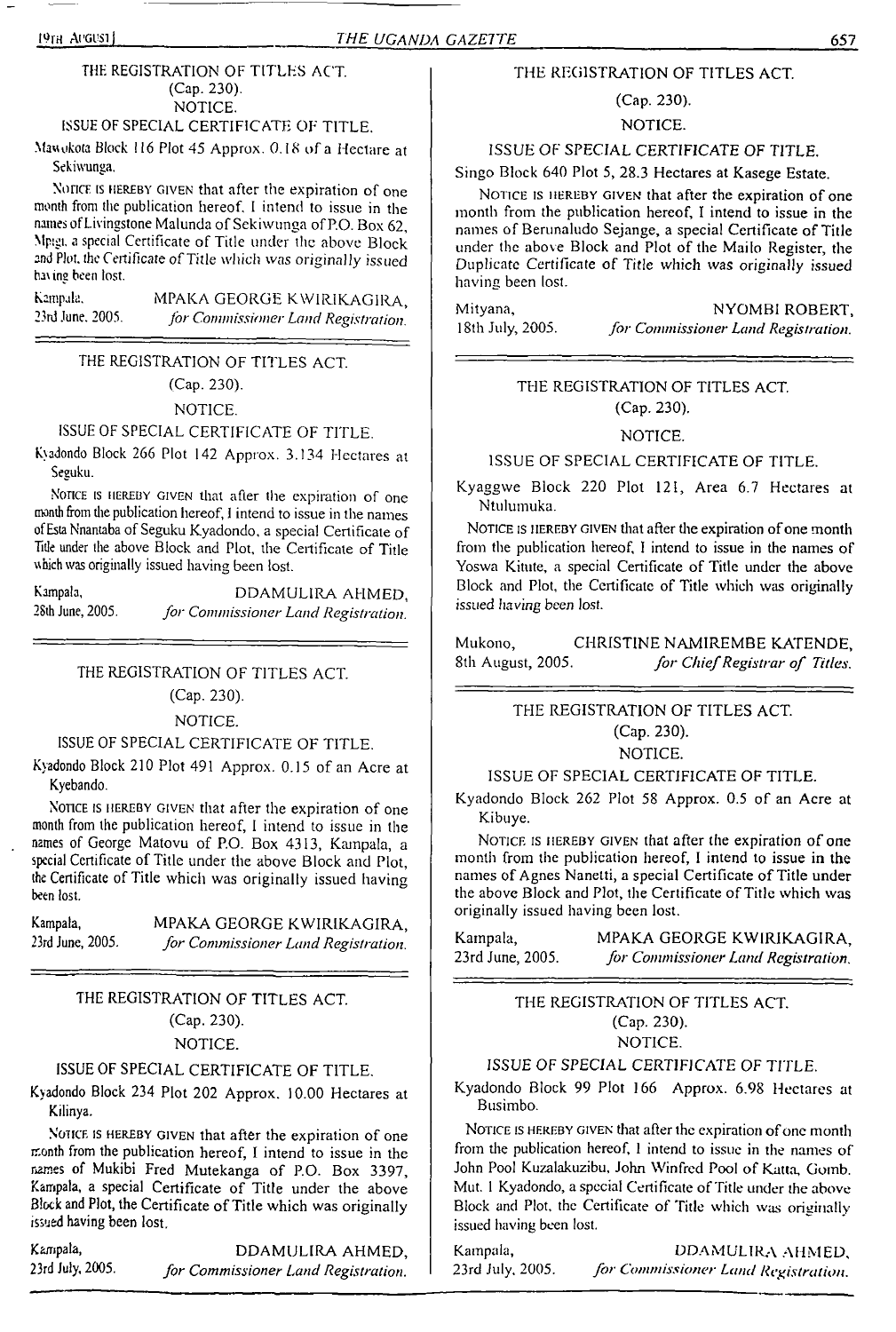THE REGISTRATION OF TITLES ACT.

(Cap. 230).

NOTICE.

ISSUE OF SPECIAL CERTIFICATE OF TITLE.

Mawokota Block 116 Plot 45 Approx. 0.18 of a Hectare at Sekiwunga.

NOTICE IS HEREBY GIVEN that after the expiration of one month from the publication hereof, I intend to issue in the names of Livingstone Malunda of Sekiwunga of P.O. Box 62, Mpigi, a special Certificate of Title under the above Block and Plot, the Certificate of Title which was originally issued having been lost.

Kampala, 23rd June, 2005.

MPAKA GEORGE KWIRIKAGIRA, *for Commissioner Land Registration.*

---

THE REGISTRATION OF TITLES ACT.

(Cap. 230).

NOTICE.

ISSUE OF SPECIAL CERTIFICATE OF TITLE.

Kyadondo Block 266 Plot 142 Approx. 3.134 Hectares at Seguku.

NOTICE IS HEREBY GIVEN that after the expiration of one month from the publication hereof, I intend to issue in the names of Esta Nnantaba of Seguku Kyadondo, a special Certificate of Title under the above Block and Plot, the Certificate of Title which was originally issued having been lost.

Kampala, 28th June, 2005.

DDAMULIRA AHMED, *for Commissioner Land Registration.*

---

THE REGISTRATION OF TITLES ACT.

(Cap. 230).

NOTICE.

ISSUE OF SPECIAL CERTIFICATE OF TITLE.

Kyadondo Block 210 Plot 491 Approx. 0.15 of an Acre at Kyebando.

NOTICE IS HEREBY GIVEN that after the expiration of one month from the publication hereof, I intend to issue in the names of George Matovu of P.O. Box 4313, Kampala, a special Certificate of Title under the above Block and Plot, the Certificate of Title which was originally issued having been lost.

Kampala, 23rd June, 2005.

MPAKA GEORGE KWIRIKAGIRA, *for Commissioner Land Registration.*

---

THE REGISTRATION OF TITLES ACT.

(Cap. 230).

NOTICE.

ISSUE OF SPECIAL CERTIFICATE OF TITLE.

Kyadondo Block 234 Plot 202 Approx. 10.00 Hectares at Kilinya.

NOTICE IS HEREBY GIVEN that after the expiration of one month from the publication hereof, I intend to issue in the names of Mukibi Fred Mutekanga of P.O. Box 3397, Kampala, a special Certificate of Title under the above Block and Plot, the Certificate of Title which was originally issued having been lost.

Kampala, 23rd July, 2005.

DDAMULIRA AHMED, *for Commissioner Land Registration.*

---

THE REGISTRATION OF TITLES ACT.

(Cap. 230).

NOTICE.

ISSUE OF SPECIAL CERTIFICATE OF TITLE.

Singo Block 640 Plot 5, 28.3 Hectares at Kasege Estate.

NOTICE IS HEREBY GIVEN that after the expiration of one month from the publication hereof, I intend to issue in the names of Berunaludo Sejange, a special Certificate of Title under the above Block and Plot of the Mailo Register, the Duplicate Certificate of Title which was originally issued having been lost.

Mityana, 18th July, 2005.

NYOMBI ROBERT, *for Commissioner Land Registration.*

---

THE REGISTRATION OF TITLES ACT.

(Cap. 230).

NOTICE.

ISSUE OF SPECIAL CERTIFICATE OF TITLE.

Kyaggwe Block 220 Plot 121, Area 6.7 Hectares at Ntulumuka.

NOTICE IS HEREBY GIVEN that after the expiration of one month from the publication hereof, I intend to issue in the names of Yoswa Kitule, a special Certificate of Title under the above Block and Plot, the Certificate of Title which was originally issued having been lost.

Mukono, 8th August, 2005.

CHRISTINE NAMIREMBE KATENDE, *for Chief Registrar of Titles.*

---

THE REGISTRATION OF TITLES ACT.

(Cap. 230).

NOTICE.

ISSUE OF SPECIAL CERTIFICATE OF TITLE.

Kyadondo Block 262 Plot 58 Approx. 0.5 of an Acre at Kibuye.

NOTICE IS HEREBY GIVEN that after the expiration of one month from the publication hereof, I intend to issue in the names of Agnes Nanetti, a special Certificate of Title under the above Block and Plot, the Certificate of Title which was originally issued having been lost.

Kampala, 23rd June, 2005.

MPAKA GEORGE KWIRIKAGIRA, *for Commissioner Land Registration.*

---

THE REGISTRATION OF TITLES ACT.

(Cap. 230).

NOTICE.

ISSUE OF SPECIAL CERTIFICATE OF TITLE.

Kyadondo Block 99 Plot 166 Approx. 6.98 Hectares at Busimbo.

NOTICE IS HEREBY GIVEN that after the expiration of one month from the publication hereof, I intend to issue in the names of John Pool Kuzalakuzibu, John Winfred Pool of Katta, Gomb. Mut. I Kyadondo, a special Certificate of Title under the above Block and Plot, the Certificate of Title which was originally issued having been lost.

Kampala, 23rd July, 2005.

DDAMULIRA AHMED, *for Commissioner Land Registration.*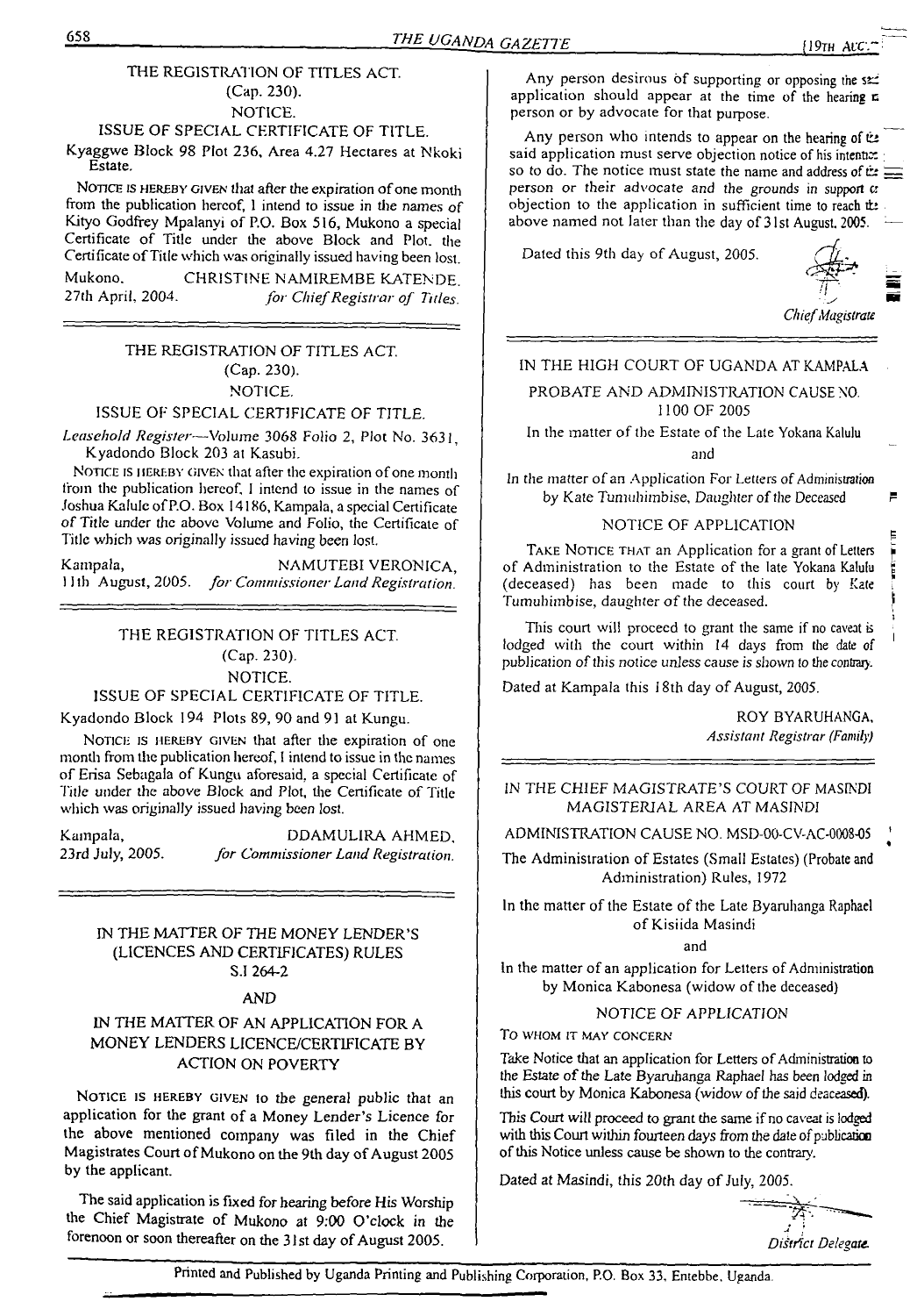THE REGISTRATION OF TITLES ACT.

(Cap. 230).

NOTICE.

ISSUE OF SPECIAL CERTIFICATE OF TITLE.

Kyaggwe Block 98 Plot 236, Area 4.27 Hectares at Nkoki Estate.

NOTICE IS HEREBY GIVEN that after the expiration of one month from the publication hereof, I intend to issue in the names of Kityo Godfrey Mpalanyi of P.O. Box 516, Mukono a special Certificate of Title under the above Block and Plot, the Certificate of Title which was originally issued having been lost.

Mukono, CHRISTINE NAMIREMBE KATENDE,
27th April, 2004. *for Chief Registrar of Titles.*

---

THE REGISTRATION OF TITLES ACT.

(Cap. 230).

NOTICE.

ISSUE OF SPECIAL CERTIFICATE OF TITLE.

*Leasehold Register*—Volume 3068 Folio 2, Plot No. 3631, Kyadondo Block 203 at Kasubi.

NOTICE IS HEREBY GIVEN that after the expiration of one month from the publication hereof, I intend to issue in the names of Joshua Kalule of P.O. Box 14186, Kampala, a special Certificate of Title under the above Volume and Folio, the Certificate of Title which was originally issued having been lost.

Kampala, NAMUTEBI VERONICA,
11th August, 2005. *for Commissioner Land Registration.*

---

THE REGISTRATION OF TITLES ACT.

(Cap. 230).

NOTICE.

ISSUE OF SPECIAL CERTIFICATE OF TITLE.

Kyadondo Block 194 Plots 89, 90 and 91 at Kungu.

NOTICE IS HEREBY GIVEN that after the expiration of one month from the publication hereof, I intend to issue in the names of Erisa Sebagala of Kungu aforesaid, a special Certificate of Title under the above Block and Plot, the Certificate of Title which was originally issued having been lost.

Kampala, DDAMULIRA AHMED,
23rd July, 2005. *for Commissioner Land Registration.*

---

IN THE MATTER OF THE MONEY LENDER'S (LICENCES AND CERTIFICATES) RULES S.I 264-2

AND

IN THE MATTER OF AN APPLICATION FOR A MONEY LENDERS LICENCE/CERTIFICATE BY ACTION ON POVERTY

NOTICE IS HEREBY GIVEN to the general public that an application for the grant of a Money Lender's Licence for the above mentioned company was filed in the Chief Magistrates Court of Mukono on the 9th day of August 2005 by the applicant.

The said application is fixed for hearing before His Worship the Chief Magistrate of Mukono at 9:00 O'clock in the forenoon or soon thereafter on the 31st day of August 2005.

Any person desirous of supporting or opposing the said application should appear at the time of the hearing in person or by advocate for that purpose.

Any person who intends to appear on the hearing of the said application must serve objection notice of his intention so to do. The notice must state the name and address of the person or their advocate and the grounds in support of objection to the application in sufficient time to reach the above named not later than the day of 31st August, 2005.

Dated this 9th day of August, 2005.

*Chief Magistrate*

---

IN THE HIGH COURT OF UGANDA AT KAMPALA

PROBATE AND ADMINISTRATION CAUSE NO. 1100 OF 2005

In the matter of the Estate of the Late Yokana Kalulu

and

In the matter of an Application For Letters of Administration by Kate Tumuhimbise, Daughter of the Deceased

NOTICE OF APPLICATION

TAKE NOTICE THAT an Application for a grant of Letters of Administration to the Estate of the late Yokana Kalulu (deceased) has been made to this court by Kate Tumuhimbise, daughter of the deceased.

This court will proceed to grant the same if no caveat is lodged with the court within 14 days from the date of publication of this notice unless cause is shown to the contrary.

Dated at Kampala this 18th day of August, 2005.

ROY BYARUHANGA,
*Assistant Registrar (Family)*

---

IN THE CHIEF MAGISTRATE'S COURT OF MASINDI MAGISTERIAL AREA AT MASINDI

ADMINISTRATION CAUSE NO. MSD-00-CV-AC-0008-05

The Administration of Estates (Small Estates) (Probate and Administration) Rules, 1972

In the matter of the Estate of the Late Byaruhanga Raphael of Kisiida Masindi

and

In the matter of an application for Letters of Administration by Monica Kabonesa (widow of the deceased)

NOTICE OF APPLICATION

TO WHOM IT MAY CONCERN

Take Notice that an application for Letters of Administration to the Estate of the Late Byaruhanga Raphael has been lodged in this court by Monica Kabonesa (widow of the said deaceased).

This Court will proceed to grant the same if no caveat is lodged with this Court within fourteen days from the date of publication of this Notice unless cause be shown to the contrary.

Dated at Masindi, this 20th day of July, 2005.

*District Delegate.*

Printed and Published by Uganda Printing and Publishing Corporation, P.O. Box 33, Entebbe, Uganda.